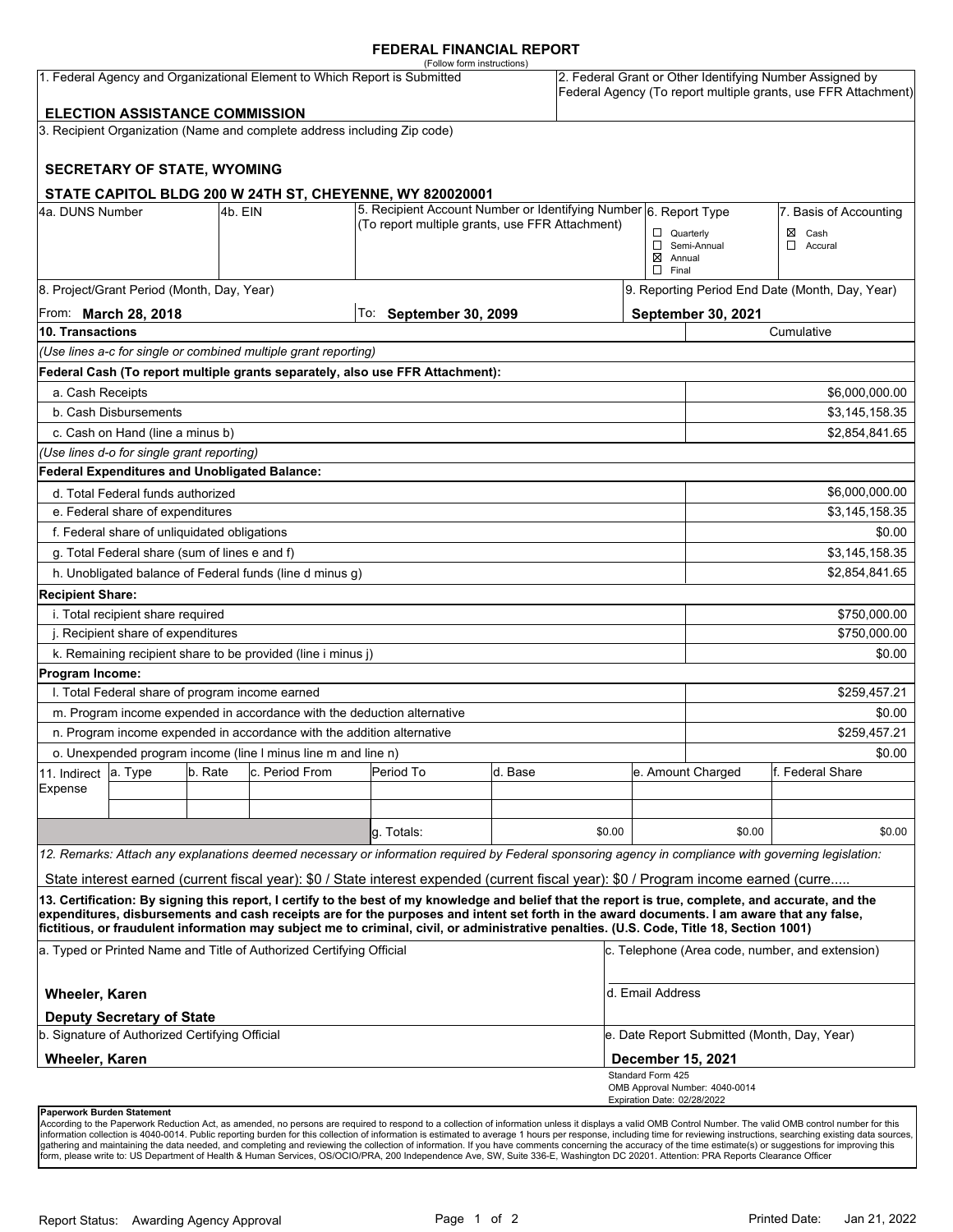# FEDERAL FINANCIAL REPORT

(Follow form instructions)

| 1. Federal Agency and Organizational Element to Which Report is Submitted | 2. Federal Grant or Other Identifying Number Assigned by Federal Agency (To report multiple grants, use FFR Attachment) |
|---|---|
| **ELECTION ASSISTANCE COMMISSION** | |

3. Recipient Organization (Name and complete address including Zip code)

**SECRETARY OF STATE, WYOMING**

**STATE CAPITOL BLDG 200 W 24TH ST, CHEYENNE, WY 820020001**

| 4a. DUNS Number | 4b. EIN | 5. Recipient Account Number or Identifying Number (To report multiple grants, use FFR Attachment) | 6. Report Type | 7. Basis of Accounting |
|---|---|---|---|---|
| | | | ☐ Quarterly<br>☐ Semi-Annual<br>☒ Annual<br>☐ Final | ☒ Cash<br>☐ Accural |

| 8. Project/Grant Period (Month, Day, Year) | | 9. Reporting Period End Date (Month, Day, Year) |
|---|---|---|
| From: **March 28, 2018** | To: **September 30, 2099** | **September 30, 2021** |

| 10. Transactions | Cumulative |
|---|---|
| *(Use lines a-c for single or combined multiple grant reporting)* | |
| **Federal Cash (To report multiple grants separately, also use FFR Attachment):** | |
| a. Cash Receipts | $6,000,000.00 |
| b. Cash Disbursements | $3,145,158.35 |
| c. Cash on Hand (line a minus b) | $2,854,841.65 |
| *(Use lines d-o for single grant reporting)* | |
| **Federal Expenditures and Unobligated Balance:** | |
| d. Total Federal funds authorized | $6,000,000.00 |
| e. Federal share of expenditures | $3,145,158.35 |
| f. Federal share of unliquidated obligations | $0.00 |
| g. Total Federal share (sum of lines e and f) | $3,145,158.35 |
| h. Unobligated balance of Federal funds (line d minus g) | $2,854,841.65 |
| **Recipient Share:** | |
| i. Total recipient share required | $750,000.00 |
| j. Recipient share of expenditures | $750,000.00 |
| k. Remaining recipient share to be provided (line i minus j) | $0.00 |
| **Program Income:** | |
| l. Total Federal share of program income earned | $259,457.21 |
| m. Program income expended in accordance with the deduction alternative | $0.00 |
| n. Program income expended in accordance with the addition alternative | $259,457.21 |
| o. Unexpended program income (line l minus line m and line n) | $0.00 |

| 11. Indirect Expense | a. Type | b. Rate | c. Period From | Period To | d. Base | e. Amount Charged | f. Federal Share |
|---|---|---|---|---|---|---|---|
| | | | | | | | |
| | | | | | | | |
| | | | | g. Totals: | $0.00 | $0.00 | $0.00 |

*12. Remarks: Attach any explanations deemed necessary or information required by Federal sponsoring agency in compliance with governing legislation:*

State interest earned (current fiscal year): $0 / State interest expended (current fiscal year): $0 / Program income earned (curre.....

**13. Certification: By signing this report, I certify to the best of my knowledge and belief that the report is true, complete, and accurate, and the expenditures, disbursements and cash receipts are for the purposes and intent set forth in the award documents. I am aware that any false, fictitious, or fraudulent information may subject me to criminal, civil, or administrative penalties. (U.S. Code, Title 18, Section 1001)**

| a. Typed or Printed Name and Title of Authorized Certifying Official | c. Telephone (Area code, number, and extension) |
|---|---|
| **Wheeler, Karen**<br>**Deputy Secretary of State** | d. Email Address |
| b. Signature of Authorized Certifying Official | e. Date Report Submitted (Month, Day, Year) |
| **Wheeler, Karen** | **December 15, 2021** |

Standard Form 425
OMB Approval Number: 4040-0014
Expiration Date: 02/28/2022

**Paperwork Burden Statement**
According to the Paperwork Reduction Act, as amended, no persons are required to respond to a collection of information unless it displays a valid OMB Control Number. The valid OMB control number for this information collection is 4040-0014. Public reporting burden for this collection of information is estimated to average 1 hours per response, including time for reviewing instructions, searching existing data sources, gathering and maintaining the data needed, and completing and reviewing the collection of information. If you have comments concerning the accuracy of the time estimate(s) or suggestions for improving this form, please write to: US Department of Health & Human Services, OS/OCIO/PRA, 200 Independence Ave, SW, Suite 336-E, Washington DC 20201. Attention: PRA Reports Clearance Officer

Report Status: Awarding Agency Approval

Printed Date: Jan 21, 2022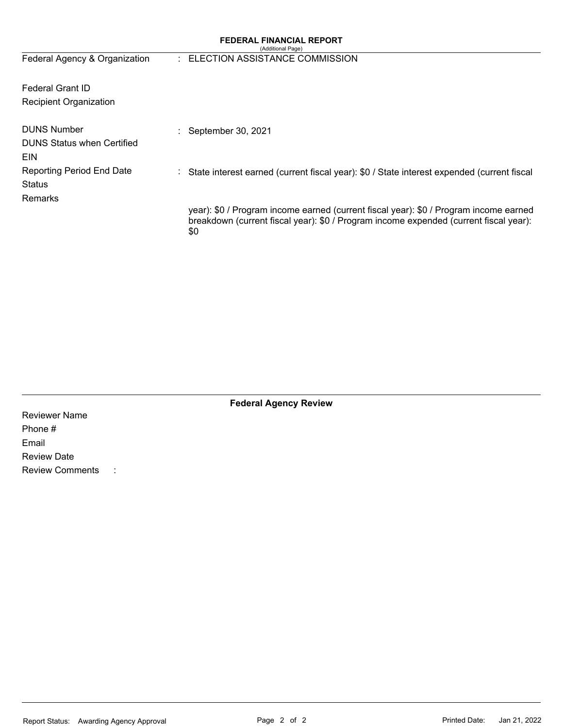**FEDERAL FINANCIAL REPORT**

(Additional Page)

| | |
|---|---|
| Federal Agency & Organization | : ELECTION ASSISTANCE COMMISSION |
| Federal Grant ID | |
| Recipient Organization | |
| DUNS Number | |
| DUNS Status when Certified | |
| EIN | |
| Reporting Period End Date | : September 30, 2021 |
| Status | |
| Remarks | : State interest earned (current fiscal year): $0 / State interest expended (current fiscal year): $0 / Program income earned (current fiscal year): $0 / Program income earned breakdown (current fiscal year): $0 / Program income expended (current fiscal year): $0 |

**Federal Agency Review**

Reviewer Name

Phone #

Email

Review Date

Review Comments :

Report Status: Awarding Agency Approval

Printed Date: Jan 21, 2022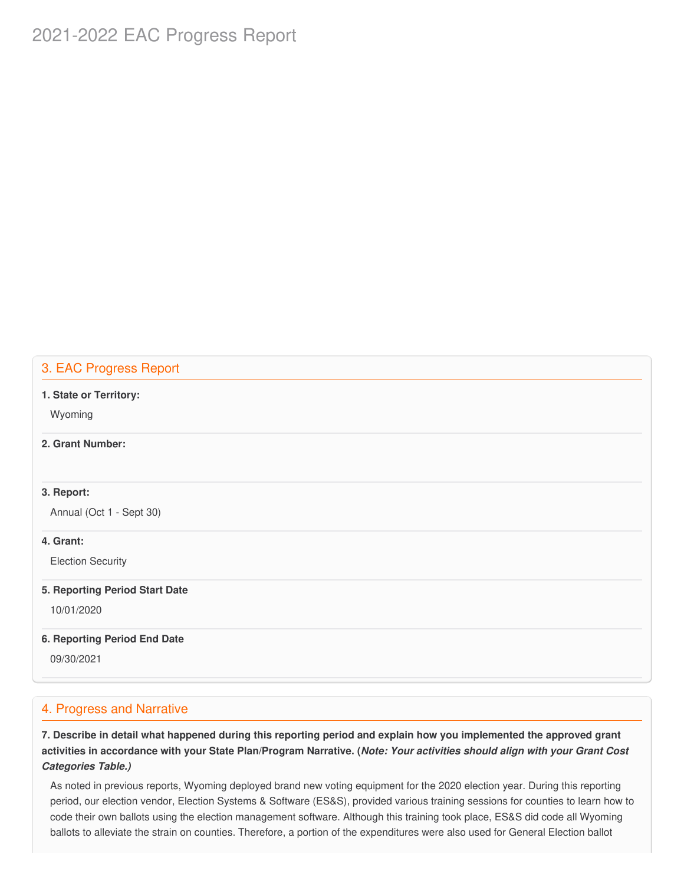# 2021-2022 EAC Progress Report

## 3. EAC Progress Report

**1. State or Territory:**

Wyoming

**2. Grant Number:**

**3. Report:**

Annual (Oct 1 - Sept 30)

**4. Grant:**

Election Security

**5. Reporting Period Start Date**

10/01/2020

**6. Reporting Period End Date**

09/30/2021

## 4. Progress and Narrative

**7. Describe in detail what happened during this reporting period and explain how you implemented the approved grant activities in accordance with your State Plan/Program Narrative. (*Note: Your activities should align with your Grant Cost Categories Table.)***

As noted in previous reports, Wyoming deployed brand new voting equipment for the 2020 election year. During this reporting period, our election vendor, Election Systems & Software (ES&S), provided various training sessions for counties to learn how to code their own ballots using the election management software. Although this training took place, ES&S did code all Wyoming ballots to alleviate the strain on counties. Therefore, a portion of the expenditures were also used for General Election ballot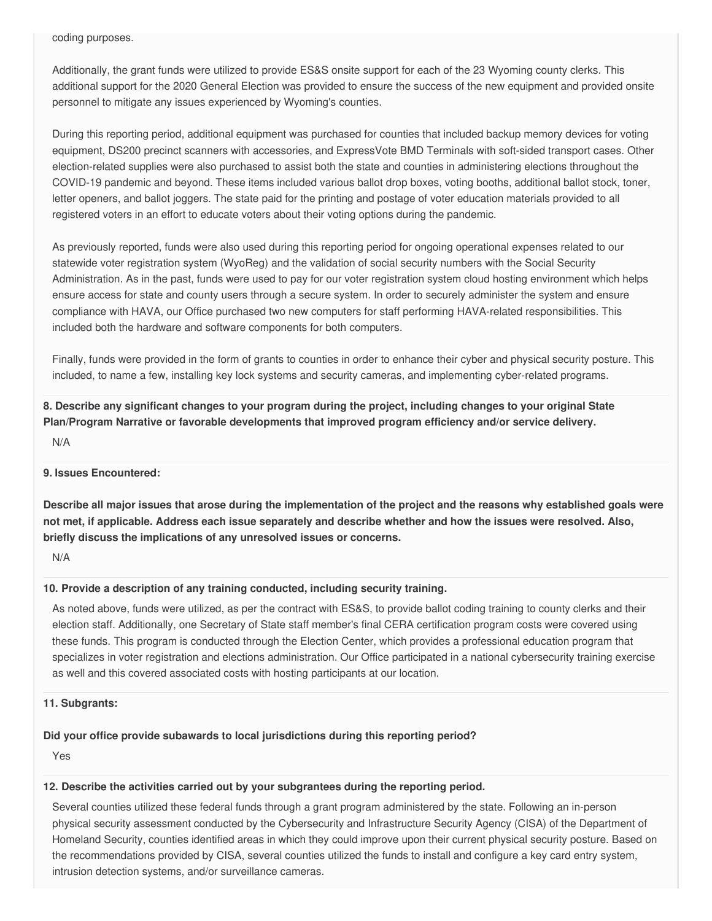coding purposes.

Additionally, the grant funds were utilized to provide ES&S onsite support for each of the 23 Wyoming county clerks. This additional support for the 2020 General Election was provided to ensure the success of the new equipment and provided onsite personnel to mitigate any issues experienced by Wyoming's counties.

During this reporting period, additional equipment was purchased for counties that included backup memory devices for voting equipment, DS200 precinct scanners with accessories, and ExpressVote BMD Terminals with soft-sided transport cases. Other election-related supplies were also purchased to assist both the state and counties in administering elections throughout the COVID-19 pandemic and beyond. These items included various ballot drop boxes, voting booths, additional ballot stock, toner, letter openers, and ballot joggers. The state paid for the printing and postage of voter education materials provided to all registered voters in an effort to educate voters about their voting options during the pandemic.

As previously reported, funds were also used during this reporting period for ongoing operational expenses related to our statewide voter registration system (WyoReg) and the validation of social security numbers with the Social Security Administration. As in the past, funds were used to pay for our voter registration system cloud hosting environment which helps ensure access for state and county users through a secure system. In order to securely administer the system and ensure compliance with HAVA, our Office purchased two new computers for staff performing HAVA-related responsibilities. This included both the hardware and software components for both computers.

Finally, funds were provided in the form of grants to counties in order to enhance their cyber and physical security posture. This included, to name a few, installing key lock systems and security cameras, and implementing cyber-related programs.

**8. Describe any significant changes to your program during the project, including changes to your original State Plan/Program Narrative or favorable developments that improved program efficiency and/or service delivery.**

N/A

**9. Issues Encountered:**

**Describe all major issues that arose during the implementation of the project and the reasons why established goals were not met, if applicable. Address each issue separately and describe whether and how the issues were resolved. Also, briefly discuss the implications of any unresolved issues or concerns.**

N/A

**10. Provide a description of any training conducted, including security training.**

As noted above, funds were utilized, as per the contract with ES&S, to provide ballot coding training to county clerks and their election staff. Additionally, one Secretary of State staff member's final CERA certification program costs were covered using these funds. This program is conducted through the Election Center, which provides a professional education program that specializes in voter registration and elections administration. Our Office participated in a national cybersecurity training exercise as well and this covered associated costs with hosting participants at our location.

**11. Subgrants:**

**Did your office provide subawards to local jurisdictions during this reporting period?**

Yes

**12. Describe the activities carried out by your subgrantees during the reporting period.**

Several counties utilized these federal funds through a grant program administered by the state. Following an in-person physical security assessment conducted by the Cybersecurity and Infrastructure Security Agency (CISA) of the Department of Homeland Security, counties identified areas in which they could improve upon their current physical security posture. Based on the recommendations provided by CISA, several counties utilized the funds to install and configure a key card entry system, intrusion detection systems, and/or surveillance cameras.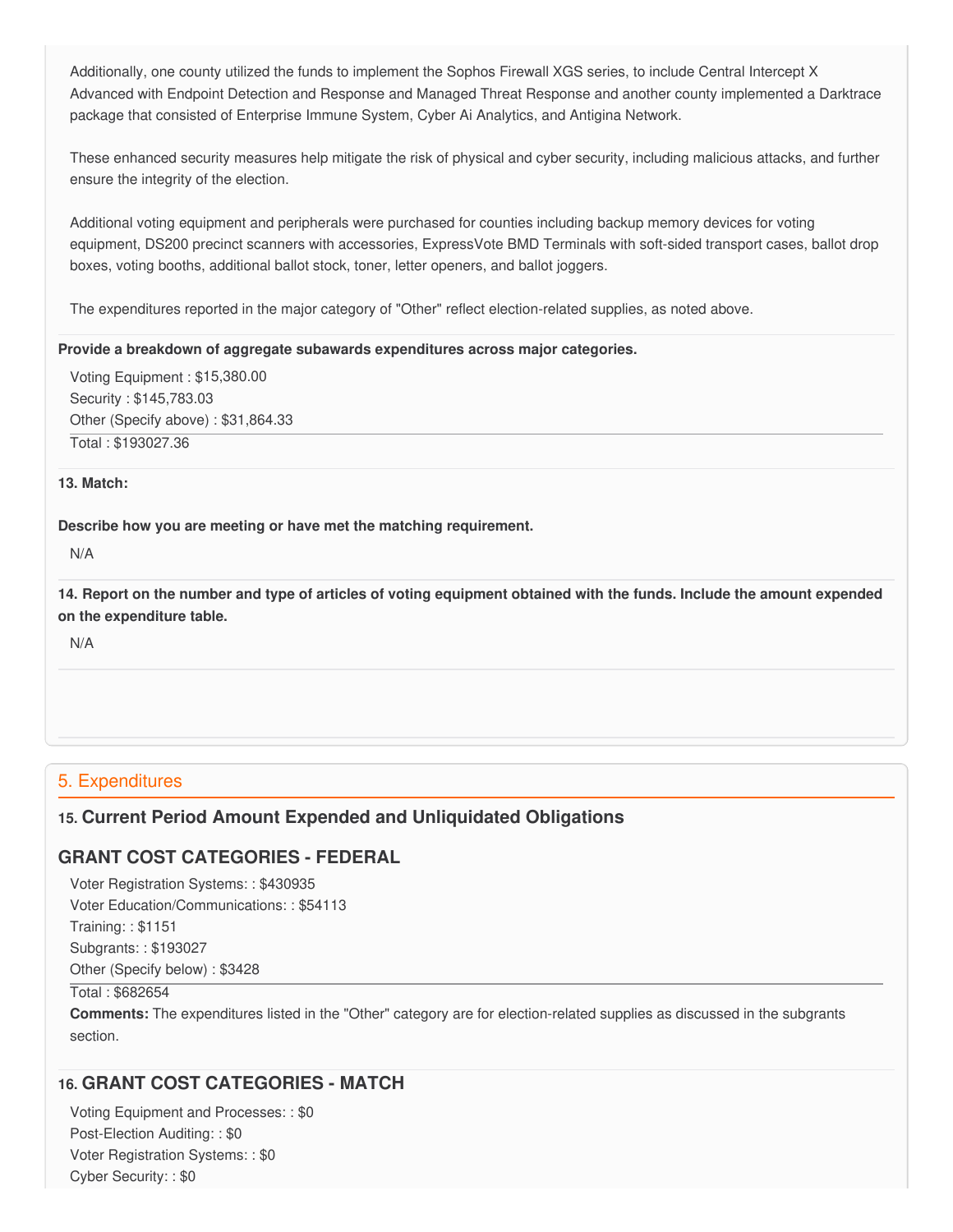Additionally, one county utilized the funds to implement the Sophos Firewall XGS series, to include Central Intercept X Advanced with Endpoint Detection and Response and Managed Threat Response and another county implemented a Darktrace package that consisted of Enterprise Immune System, Cyber Ai Analytics, and Antigina Network.

These enhanced security measures help mitigate the risk of physical and cyber security, including malicious attacks, and further ensure the integrity of the election.

Additional voting equipment and peripherals were purchased for counties including backup memory devices for voting equipment, DS200 precinct scanners with accessories, ExpressVote BMD Terminals with soft-sided transport cases, ballot drop boxes, voting booths, additional ballot stock, toner, letter openers, and ballot joggers.

The expenditures reported in the major category of "Other" reflect election-related supplies, as noted above.

**Provide a breakdown of aggregate subawards expenditures across major categories.**

Voting Equipment : $15,380.00
Security : $145,783.03
Other (Specify above) : $31,864.33

Total : $193027.36

**13. Match:**

**Describe how you are meeting or have met the matching requirement.**

N/A

**14. Report on the number and type of articles of voting equipment obtained with the funds. Include the amount expended on the expenditure table.**

N/A

## 5. Expenditures

### 15. Current Period Amount Expended and Unliquidated Obligations

### GRANT COST CATEGORIES - FEDERAL

Voter Registration Systems: : $430935
Voter Education/Communications: : $54113
Training: : $1151
Subgrants: : $193027
Other (Specify below) : $3428

Total : $682654

**Comments:** The expenditures listed in the "Other" category are for election-related supplies as discussed in the subgrants section.

### 16. GRANT COST CATEGORIES - MATCH

Voting Equipment and Processes: : $0
Post-Election Auditing: : $0
Voter Registration Systems: : $0
Cyber Security: : $0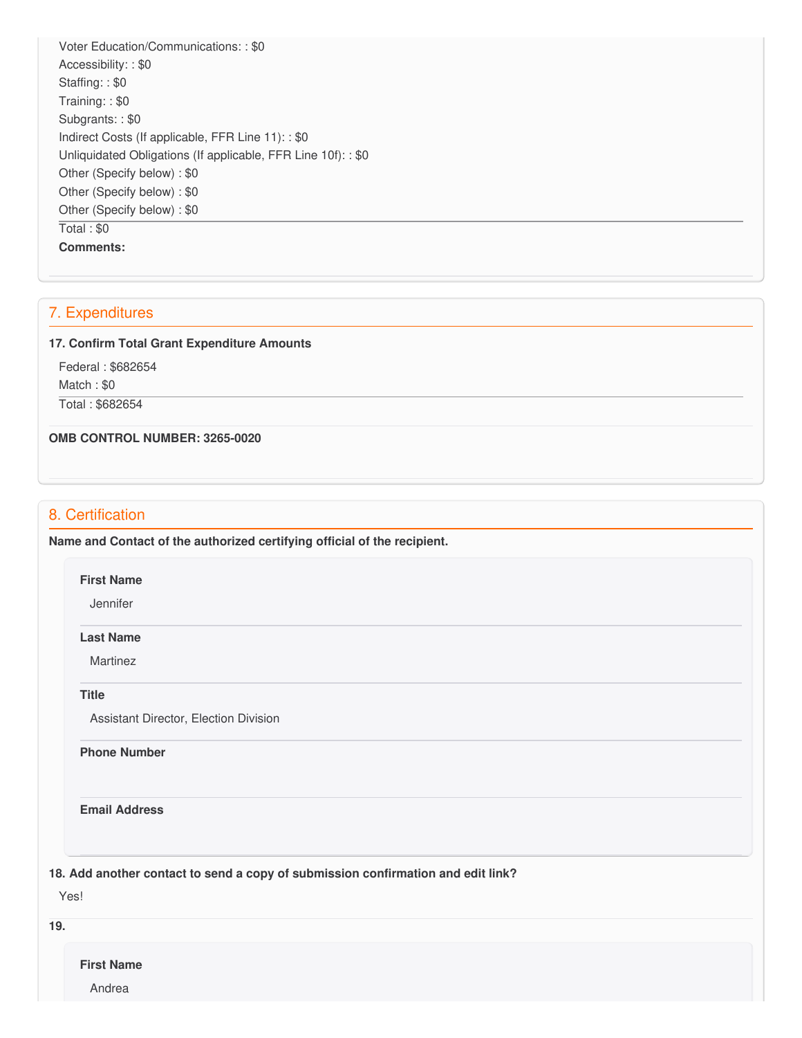Voter Education/Communications: : $0
Accessibility: : $0
Staffing: : $0
Training: : $0
Subgrants: : $0
Indirect Costs (If applicable, FFR Line 11): : $0
Unliquidated Obligations (If applicable, FFR Line 10f): : $0
Other (Specify below) : $0
Other (Specify below) : $0
Other (Specify below) : $0

Total : $0

**Comments:**

## 7. Expenditures

**17. Confirm Total Grant Expenditure Amounts**

Federal : $682654
Match : $0

Total : $682654

**OMB CONTROL NUMBER: 3265-0020**

## 8. Certification

**Name and Contact of the authorized certifying official of the recipient.**

**First Name**

Jennifer

**Last Name**

Martinez

**Title**

Assistant Director, Election Division

**Phone Number**

**Email Address**

**18. Add another contact to send a copy of submission confirmation and edit link?**

Yes!

**19.**

**First Name**

Andrea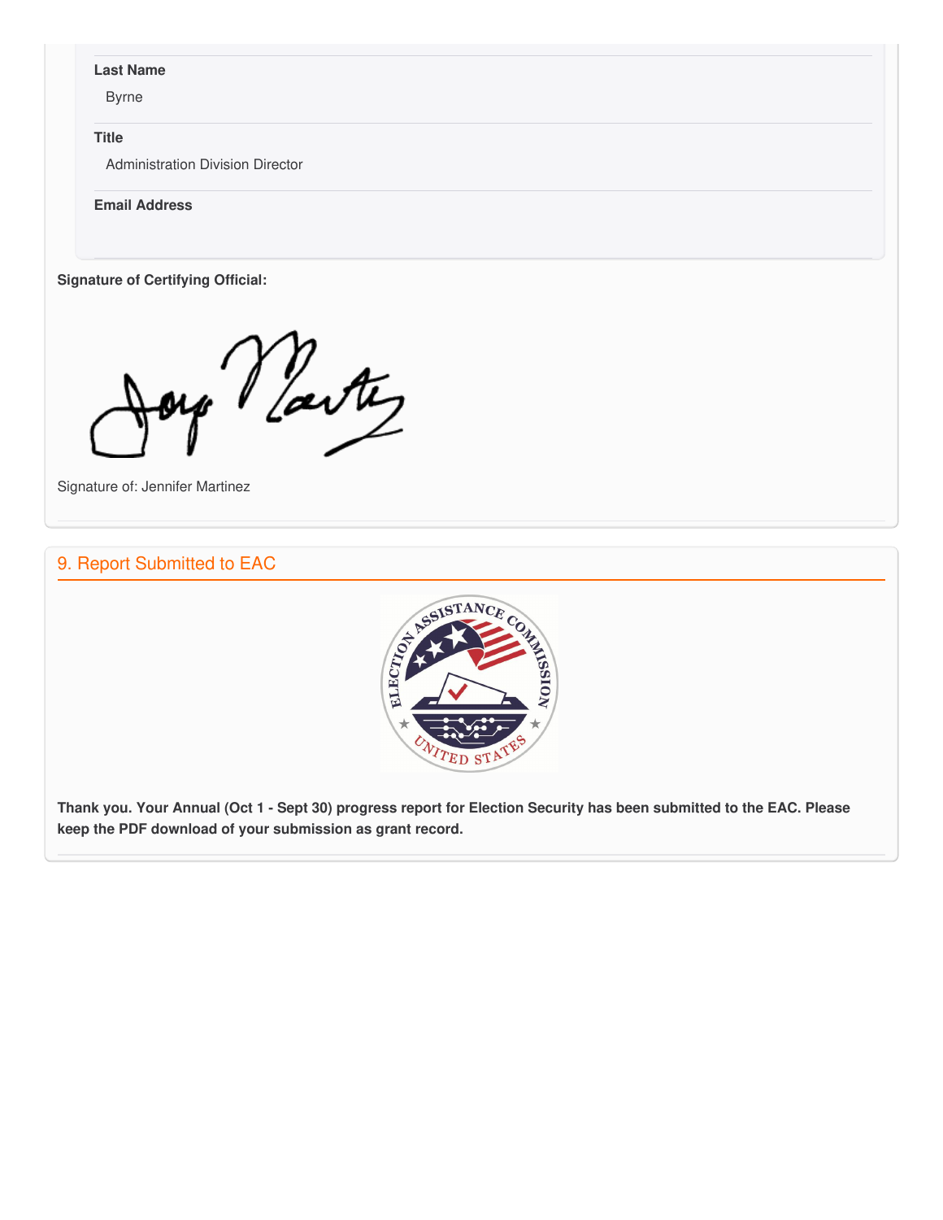**Last Name**

Byrne

**Title**

Administration Division Director

**Email Address**

**Signature of Certifying Official:**

Signature of: Jennifer Martinez

## 9. Report Submitted to EAC

**Thank you. Your Annual (Oct 1 - Sept 30) progress report for Election Security has been submitted to the EAC. Please keep the PDF download of your submission as grant record.**